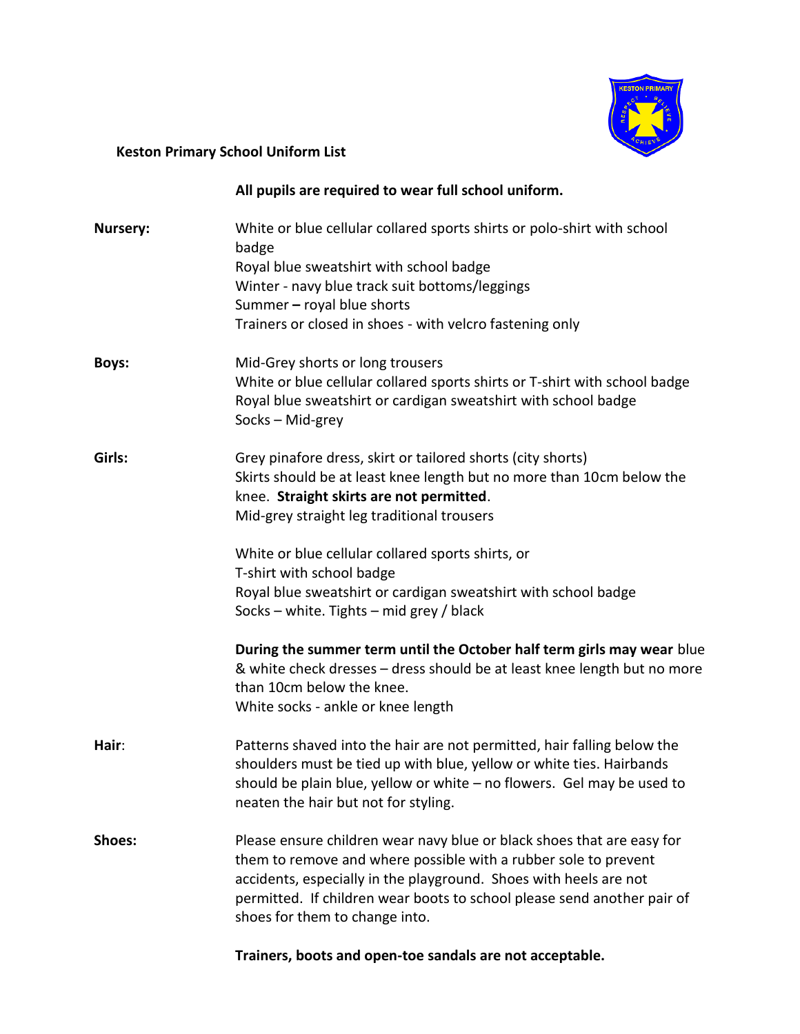# Keston Primary School Uniform List

**All pupils are required to wear full school uniform.**

**Nursery:**

White or blue cellular collared sports shirts or polo-shirt with school badge
Royal blue sweatshirt with school badge
Winter - navy blue track suit bottoms/leggings
Summer **–** royal blue shorts
Trainers or closed in shoes - with velcro fastening only

**Boys:**

Mid-Grey shorts or long trousers
White or blue cellular collared sports shirts or T-shirt with school badge
Royal blue sweatshirt or cardigan sweatshirt with school badge
Socks – Mid-grey

**Girls:**

Grey pinafore dress, skirt or tailored shorts (city shorts)
Skirts should be at least knee length but no more than 10cm below the knee. **Straight skirts are not permitted**.
Mid-grey straight leg traditional trousers

White or blue cellular collared sports shirts, or
T-shirt with school badge
Royal blue sweatshirt or cardigan sweatshirt with school badge
Socks – white. Tights – mid grey / black

**During the summer term until the October half term girls may wear** blue & white check dresses – dress should be at least knee length but no more than 10cm below the knee.
White socks - ankle or knee length

**Hair**:

Patterns shaved into the hair are not permitted, hair falling below the shoulders must be tied up with blue, yellow or white ties. Hairbands should be plain blue, yellow or white – no flowers. Gel may be used to neaten the hair but not for styling.

**Shoes:**

Please ensure children wear navy blue or black shoes that are easy for them to remove and where possible with a rubber sole to prevent accidents, especially in the playground. Shoes with heels are not permitted. If children wear boots to school please send another pair of shoes for them to change into.

**Trainers, boots and open-toe sandals are not acceptable.**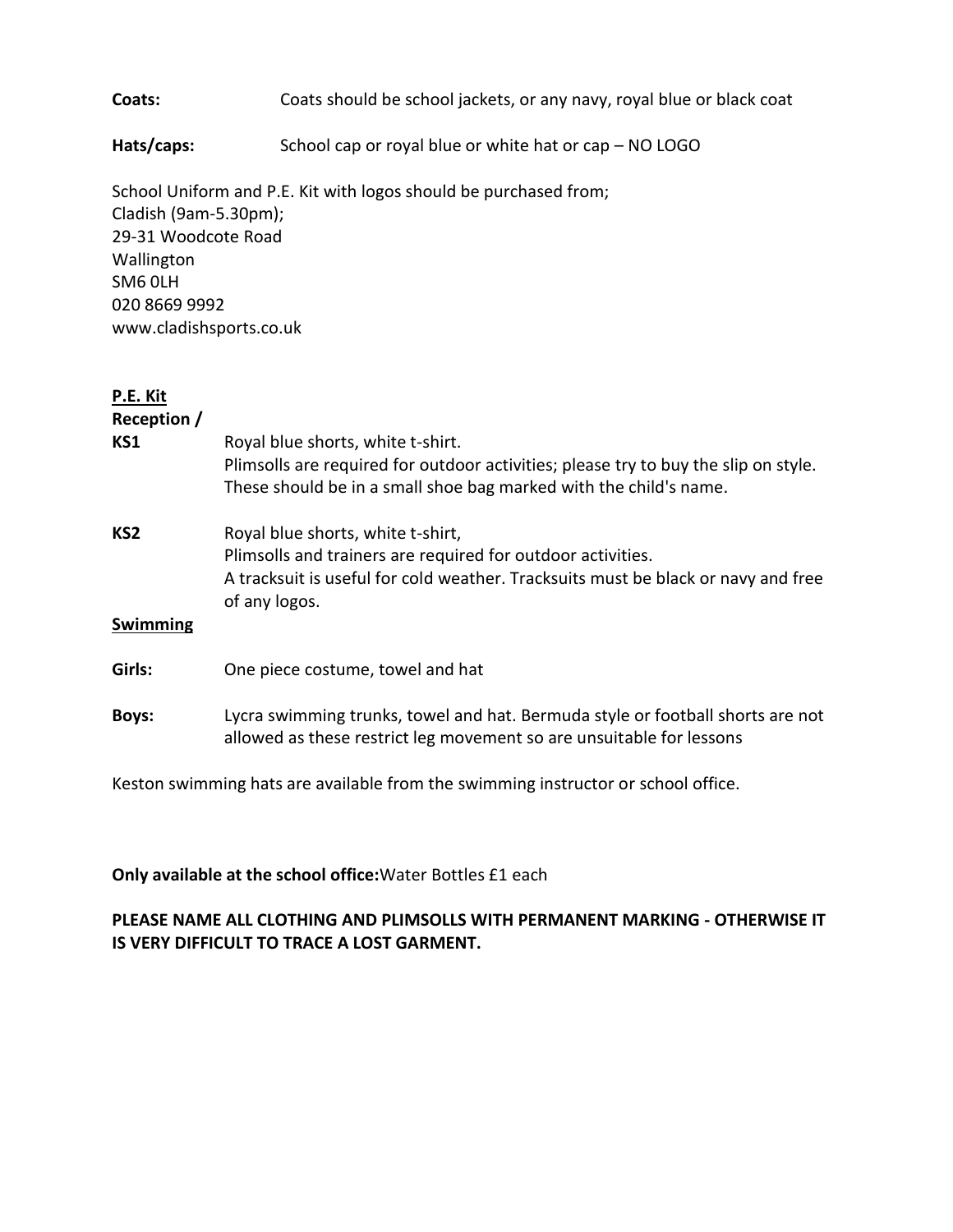**Coats:** Coats should be school jackets, or any navy, royal blue or black coat

**Hats/caps:** School cap or royal blue or white hat or cap – NO LOGO

School Uniform and P.E. Kit with logos should be purchased from;
Cladish (9am-5.30pm);
29-31 Woodcote Road
Wallington
SM6 0LH
020 8669 9992
www.cladishsports.co.uk

**P.E. Kit**

**Reception / KS1** Royal blue shorts, white t-shirt.
Plimsolls are required for outdoor activities; please try to buy the slip on style.
These should be in a small shoe bag marked with the child's name.

**KS2** Royal blue shorts, white t-shirt,
Plimsolls and trainers are required for outdoor activities.
A tracksuit is useful for cold weather. Tracksuits must be black or navy and free of any logos.

**Swimming**

**Girls:** One piece costume, towel and hat

**Boys:** Lycra swimming trunks, towel and hat. Bermuda style or football shorts are not allowed as these restrict leg movement so are unsuitable for lessons

Keston swimming hats are available from the swimming instructor or school office.

**Only available at the school office:** Water Bottles £1 each

**PLEASE NAME ALL CLOTHING AND PLIMSOLLS WITH PERMANENT MARKING - OTHERWISE IT IS VERY DIFFICULT TO TRACE A LOST GARMENT.**